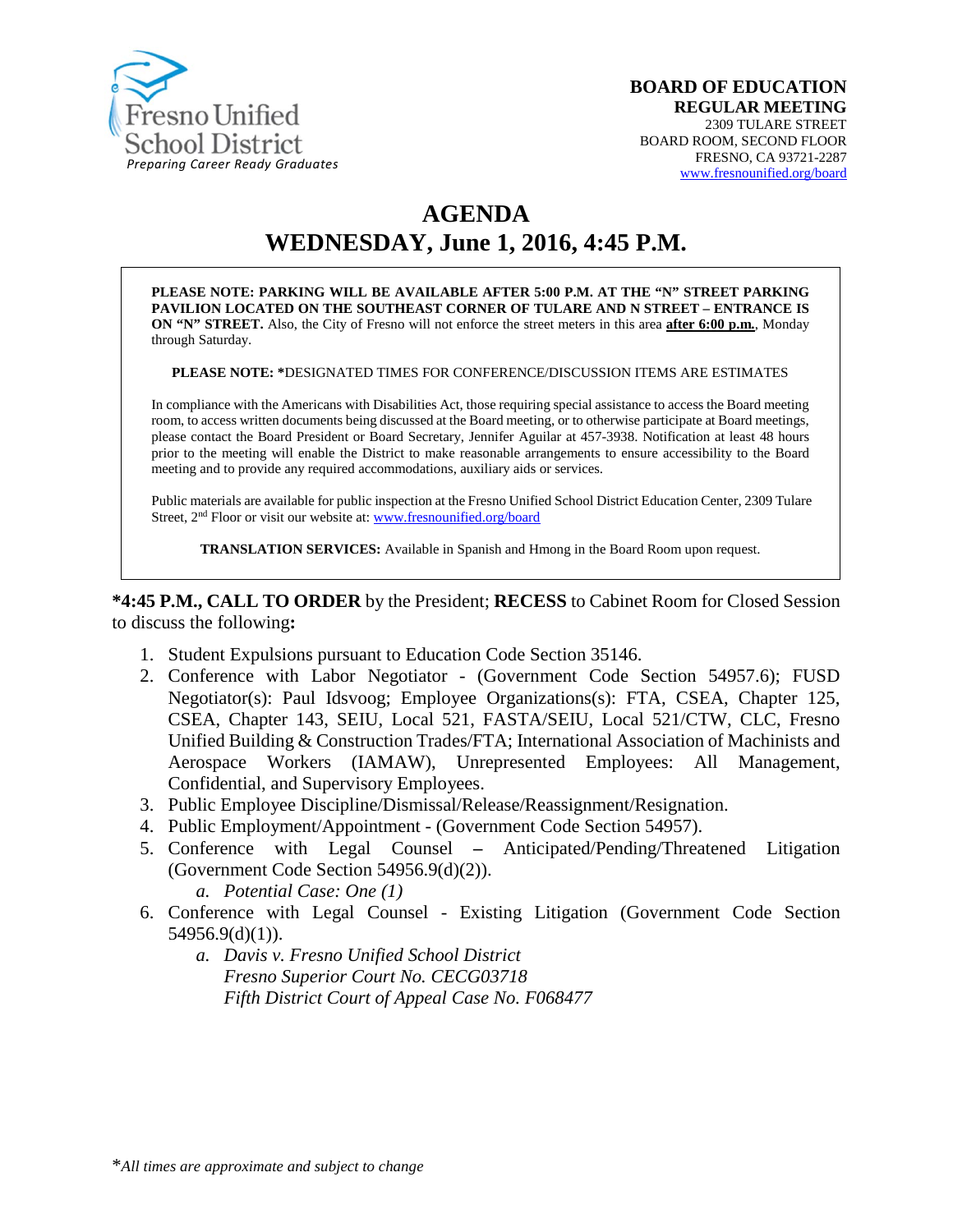Fresno Unified School District
*Preparing Career Ready Graduates*

**BOARD OF EDUCATION**
**REGULAR MEETING**
2309 TULARE STREET
BOARD ROOM, SECOND FLOOR
FRESNO, CA 93721-2287
www.fresnounified.org/board

# AGENDA
# WEDNESDAY, June 1, 2016, 4:45 P.M.

**PLEASE NOTE: PARKING WILL BE AVAILABLE AFTER 5:00 P.M. AT THE "N" STREET PARKING PAVILION LOCATED ON THE SOUTHEAST CORNER OF TULARE AND N STREET – ENTRANCE IS ON "N" STREET.** Also, the City of Fresno will not enforce the street meters in this area **after 6:00 p.m.**, Monday through Saturday.

**PLEASE NOTE: ***DESIGNATED TIMES FOR CONFERENCE/DISCUSSION ITEMS ARE ESTIMATES

In compliance with the Americans with Disabilities Act, those requiring special assistance to access the Board meeting room, to access written documents being discussed at the Board meeting, or to otherwise participate at Board meetings, please contact the Board President or Board Secretary, Jennifer Aguilar at 457-3938. Notification at least 48 hours prior to the meeting will enable the District to make reasonable arrangements to ensure accessibility to the Board meeting and to provide any required accommodations, auxiliary aids or services.

Public materials are available for public inspection at the Fresno Unified School District Education Center, 2309 Tulare Street, 2nd Floor or visit our website at: www.fresnounified.org/board

**TRANSLATION SERVICES:** Available in Spanish and Hmong in the Board Room upon request.

***4:45 P.M., CALL TO ORDER** by the President; **RECESS** to Cabinet Room for Closed Session to discuss the following**:**

1. Student Expulsions pursuant to Education Code Section 35146.
2. Conference with Labor Negotiator - (Government Code Section 54957.6); FUSD Negotiator(s): Paul Idsvoog; Employee Organizations(s): FTA, CSEA, Chapter 125, CSEA, Chapter 143, SEIU, Local 521, FASTA/SEIU, Local 521/CTW, CLC, Fresno Unified Building & Construction Trades/FTA; International Association of Machinists and Aerospace Workers (IAMAW), Unrepresented Employees: All Management, Confidential, and Supervisory Employees.
3. Public Employee Discipline/Dismissal/Release/Reassignment/Resignation.
4. Public Employment/Appointment - (Government Code Section 54957).
5. Conference with Legal Counsel **–** Anticipated/Pending/Threatened Litigation (Government Code Section 54956.9(d)(2)).
   a. *Potential Case: One (1)*
6. Conference with Legal Counsel - Existing Litigation (Government Code Section 54956.9(d)(1)).
   a. *Davis v. Fresno Unified School District*
      *Fresno Superior Court No. CECG03718*
      *Fifth District Court of Appeal Case No. F068477*

**All times are approximate and subject to change*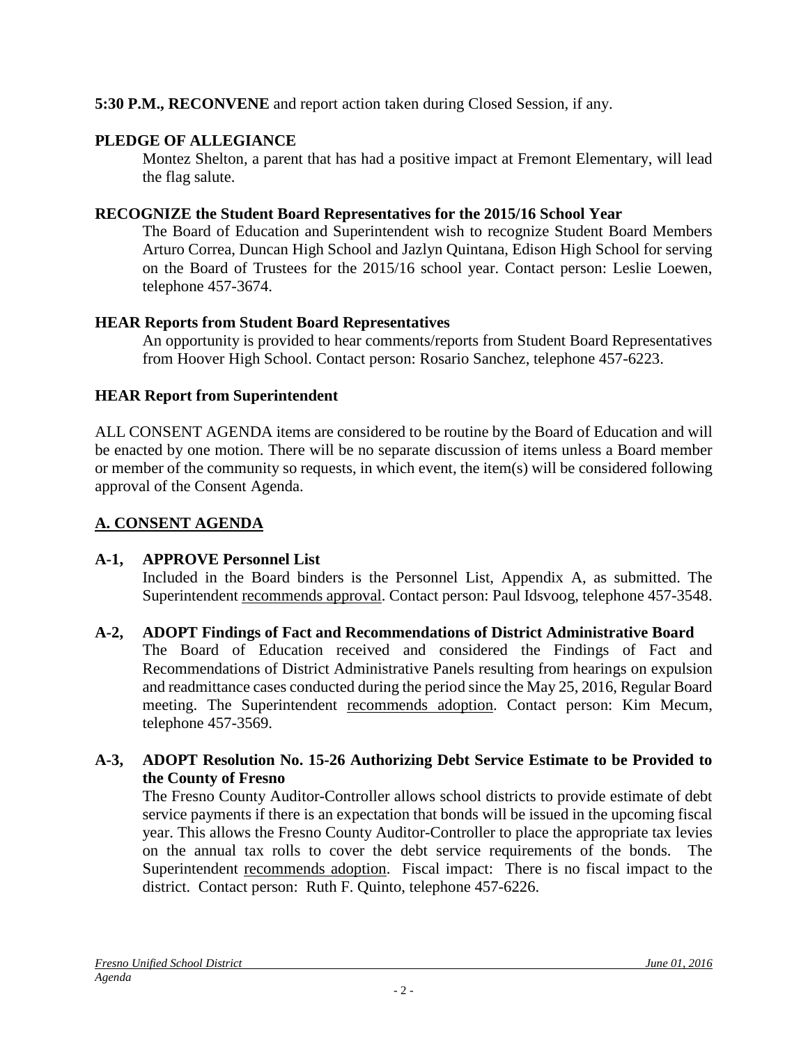**5:30 P.M., RECONVENE** and report action taken during Closed Session, if any.

**PLEDGE OF ALLEGIANCE**

Montez Shelton, a parent that has had a positive impact at Fremont Elementary, will lead the flag salute.

**RECOGNIZE the Student Board Representatives for the 2015/16 School Year**

The Board of Education and Superintendent wish to recognize Student Board Members Arturo Correa, Duncan High School and Jazlyn Quintana, Edison High School for serving on the Board of Trustees for the 2015/16 school year. Contact person: Leslie Loewen, telephone 457-3674.

**HEAR Reports from Student Board Representatives**

An opportunity is provided to hear comments/reports from Student Board Representatives from Hoover High School. Contact person: Rosario Sanchez, telephone 457-6223.

**HEAR Report from Superintendent**

ALL CONSENT AGENDA items are considered to be routine by the Board of Education and will be enacted by one motion. There will be no separate discussion of items unless a Board member or member of the community so requests, in which event, the item(s) will be considered following approval of the Consent Agenda.

## A. CONSENT AGENDA

**A-1, APPROVE Personnel List**

Included in the Board binders is the Personnel List, Appendix A, as submitted. The Superintendent recommends approval. Contact person: Paul Idsvoog, telephone 457-3548.

**A-2, ADOPT Findings of Fact and Recommendations of District Administrative Board**

The Board of Education received and considered the Findings of Fact and Recommendations of District Administrative Panels resulting from hearings on expulsion and readmittance cases conducted during the period since the May 25, 2016, Regular Board meeting. The Superintendent recommends adoption. Contact person: Kim Mecum, telephone 457-3569.

**A-3, ADOPT Resolution No. 15-26 Authorizing Debt Service Estimate to be Provided to the County of Fresno**

The Fresno County Auditor-Controller allows school districts to provide estimate of debt service payments if there is an expectation that bonds will be issued in the upcoming fiscal year. This allows the Fresno County Auditor-Controller to place the appropriate tax levies on the annual tax rolls to cover the debt service requirements of the bonds. The Superintendent recommends adoption. Fiscal impact: There is no fiscal impact to the district. Contact person: Ruth F. Quinto, telephone 457-6226.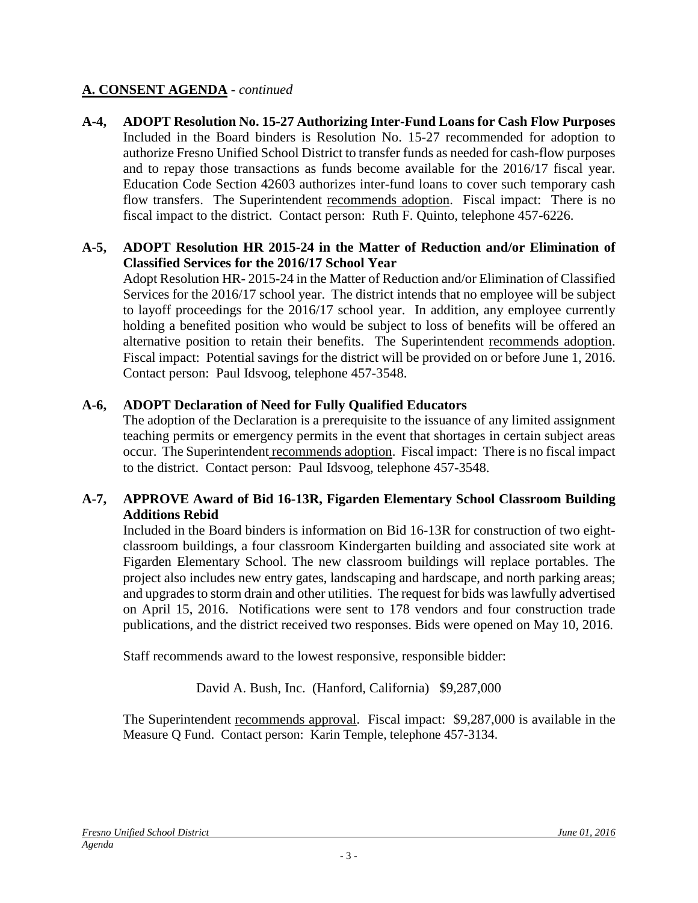## A. CONSENT AGENDA - *continued*

**A-4, ADOPT Resolution No. 15-27 Authorizing Inter-Fund Loans for Cash Flow Purposes**
Included in the Board binders is Resolution No. 15-27 recommended for adoption to authorize Fresno Unified School District to transfer funds as needed for cash-flow purposes and to repay those transactions as funds become available for the 2016/17 fiscal year. Education Code Section 42603 authorizes inter-fund loans to cover such temporary cash flow transfers. The Superintendent recommends adoption. Fiscal impact: There is no fiscal impact to the district. Contact person: Ruth F. Quinto, telephone 457-6226.

**A-5, ADOPT Resolution HR 2015-24 in the Matter of Reduction and/or Elimination of Classified Services for the 2016/17 School Year**
Adopt Resolution HR- 2015-24 in the Matter of Reduction and/or Elimination of Classified Services for the 2016/17 school year. The district intends that no employee will be subject to layoff proceedings for the 2016/17 school year. In addition, any employee currently holding a benefited position who would be subject to loss of benefits will be offered an alternative position to retain their benefits. The Superintendent recommends adoption. Fiscal impact: Potential savings for the district will be provided on or before June 1, 2016. Contact person: Paul Idsvoog, telephone 457-3548.

**A-6, ADOPT Declaration of Need for Fully Qualified Educators**
The adoption of the Declaration is a prerequisite to the issuance of any limited assignment teaching permits or emergency permits in the event that shortages in certain subject areas occur. The Superintendent recommends adoption. Fiscal impact: There is no fiscal impact to the district. Contact person: Paul Idsvoog, telephone 457-3548.

**A-7, APPROVE Award of Bid 16-13R, Figarden Elementary School Classroom Building Additions Rebid**
Included in the Board binders is information on Bid 16-13R for construction of two eight-classroom buildings, a four classroom Kindergarten building and associated site work at Figarden Elementary School. The new classroom buildings will replace portables. The project also includes new entry gates, landscaping and hardscape, and north parking areas; and upgrades to storm drain and other utilities. The request for bids was lawfully advertised on April 15, 2016. Notifications were sent to 178 vendors and four construction trade publications, and the district received two responses. Bids were opened on May 10, 2016.

Staff recommends award to the lowest responsive, responsible bidder:

David A. Bush, Inc. (Hanford, California) $9,287,000

The Superintendent recommends approval. Fiscal impact: $9,287,000 is available in the Measure Q Fund. Contact person: Karin Temple, telephone 457-3134.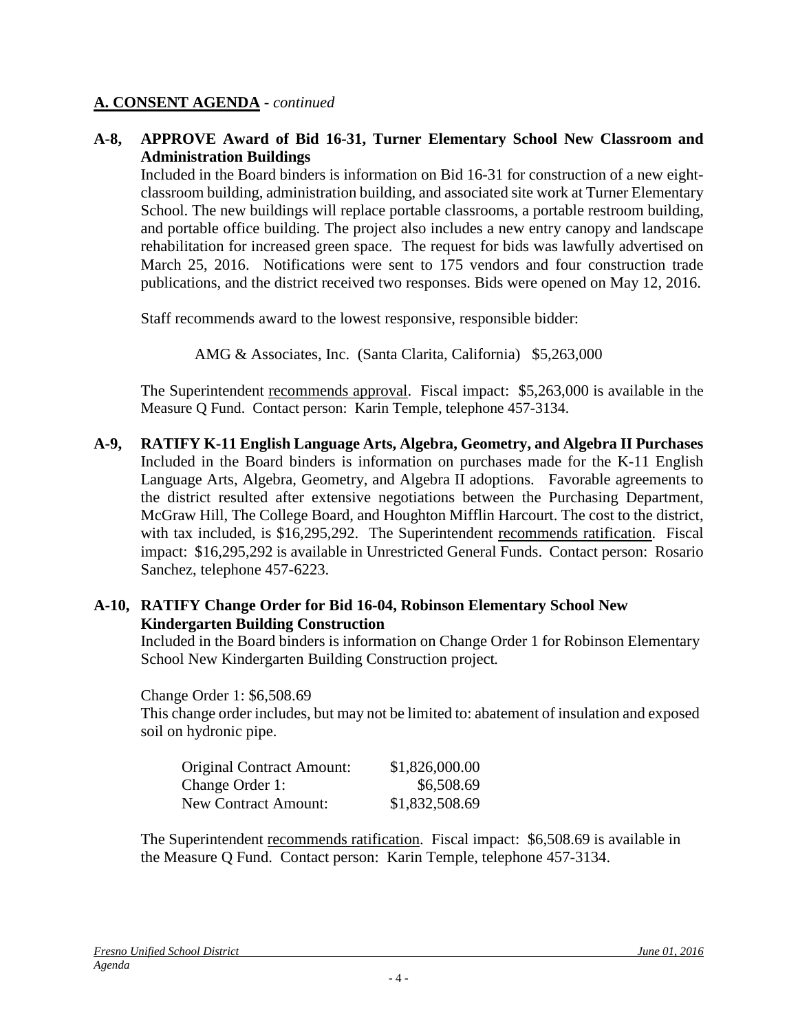## A. CONSENT AGENDA - *continued*

**A-8, APPROVE Award of Bid 16-31, Turner Elementary School New Classroom and Administration Buildings**

Included in the Board binders is information on Bid 16-31 for construction of a new eight-classroom building, administration building, and associated site work at Turner Elementary School. The new buildings will replace portable classrooms, a portable restroom building, and portable office building. The project also includes a new entry canopy and landscape rehabilitation for increased green space. The request for bids was lawfully advertised on March 25, 2016. Notifications were sent to 175 vendors and four construction trade publications, and the district received two responses. Bids were opened on May 12, 2016.

Staff recommends award to the lowest responsive, responsible bidder:

AMG & Associates, Inc. (Santa Clarita, California) $5,263,000

The Superintendent recommends approval. Fiscal impact: $5,263,000 is available in the Measure Q Fund. Contact person: Karin Temple, telephone 457-3134.

**A-9, RATIFY K-11 English Language Arts, Algebra, Geometry, and Algebra II Purchases**

Included in the Board binders is information on purchases made for the K-11 English Language Arts, Algebra, Geometry, and Algebra II adoptions. Favorable agreements to the district resulted after extensive negotiations between the Purchasing Department, McGraw Hill, The College Board, and Houghton Mifflin Harcourt. The cost to the district, with tax included, is $16,295,292. The Superintendent recommends ratification. Fiscal impact: $16,295,292 is available in Unrestricted General Funds. Contact person: Rosario Sanchez, telephone 457-6223.

**A-10, RATIFY Change Order for Bid 16-04, Robinson Elementary School New Kindergarten Building Construction**

Included in the Board binders is information on Change Order 1 for Robinson Elementary School New Kindergarten Building Construction project.

Change Order 1: $6,508.69

This change order includes, but may not be limited to: abatement of insulation and exposed soil on hydronic pipe.

| | |
|---|---|
| Original Contract Amount: | $1,826,000.00 |
| Change Order 1: | $6,508.69 |
| New Contract Amount: | $1,832,508.69 |

The Superintendent recommends ratification. Fiscal impact: $6,508.69 is available in the Measure Q Fund. Contact person: Karin Temple, telephone 457-3134.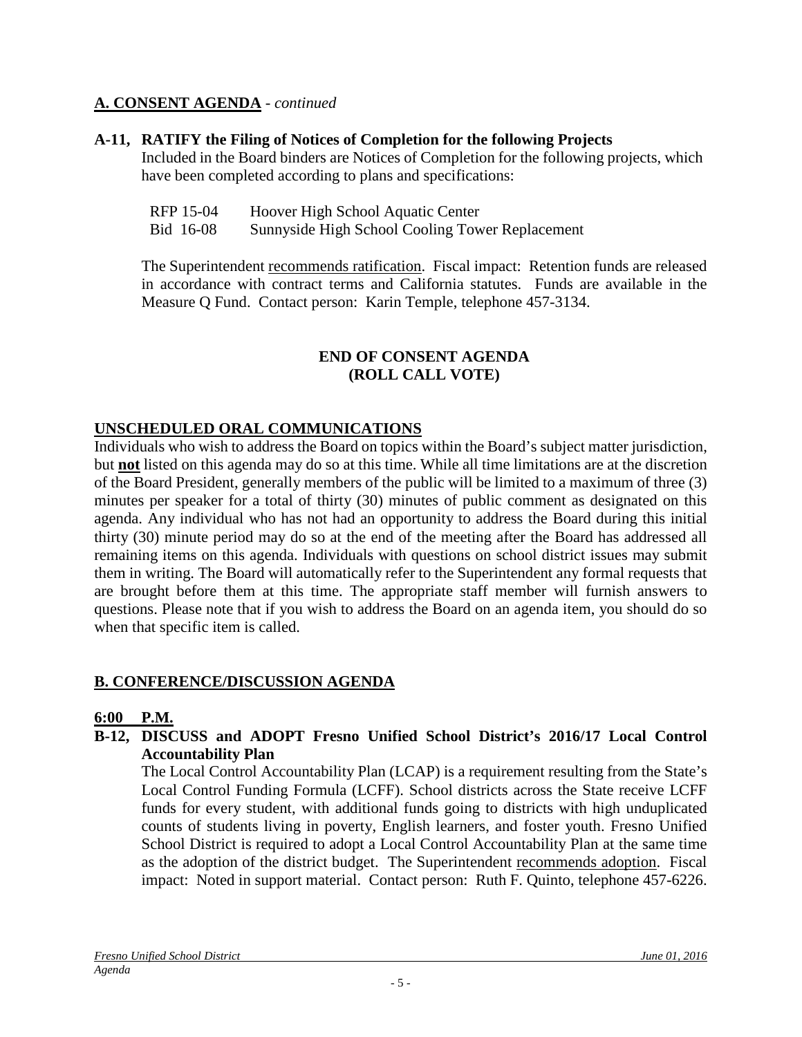## A. CONSENT AGENDA - *continued*

**A-11, RATIFY the Filing of Notices of Completion for the following Projects**

Included in the Board binders are Notices of Completion for the following projects, which have been completed according to plans and specifications:

| | |
|---|---|
| RFP 15-04 | Hoover High School Aquatic Center |
| Bid 16-08 | Sunnyside High School Cooling Tower Replacement |

The Superintendent recommends ratification. Fiscal impact: Retention funds are released in accordance with contract terms and California statutes. Funds are available in the Measure Q Fund. Contact person: Karin Temple, telephone 457-3134.

**END OF CONSENT AGENDA**
**(ROLL CALL VOTE)**

## UNSCHEDULED ORAL COMMUNICATIONS

Individuals who wish to address the Board on topics within the Board's subject matter jurisdiction, but **not** listed on this agenda may do so at this time. While all time limitations are at the discretion of the Board President, generally members of the public will be limited to a maximum of three (3) minutes per speaker for a total of thirty (30) minutes of public comment as designated on this agenda. Any individual who has not had an opportunity to address the Board during this initial thirty (30) minute period may do so at the end of the meeting after the Board has addressed all remaining items on this agenda. Individuals with questions on school district issues may submit them in writing. The Board will automatically refer to the Superintendent any formal requests that are brought before them at this time. The appropriate staff member will furnish answers to questions. Please note that if you wish to address the Board on an agenda item, you should do so when that specific item is called.

## B. CONFERENCE/DISCUSSION AGENDA

**6:00 P.M.**

**B-12, DISCUSS and ADOPT Fresno Unified School District's 2016/17 Local Control Accountability Plan**

The Local Control Accountability Plan (LCAP) is a requirement resulting from the State's Local Control Funding Formula (LCFF). School districts across the State receive LCFF funds for every student, with additional funds going to districts with high unduplicated counts of students living in poverty, English learners, and foster youth. Fresno Unified School District is required to adopt a Local Control Accountability Plan at the same time as the adoption of the district budget. The Superintendent recommends adoption. Fiscal impact: Noted in support material. Contact person: Ruth F. Quinto, telephone 457-6226.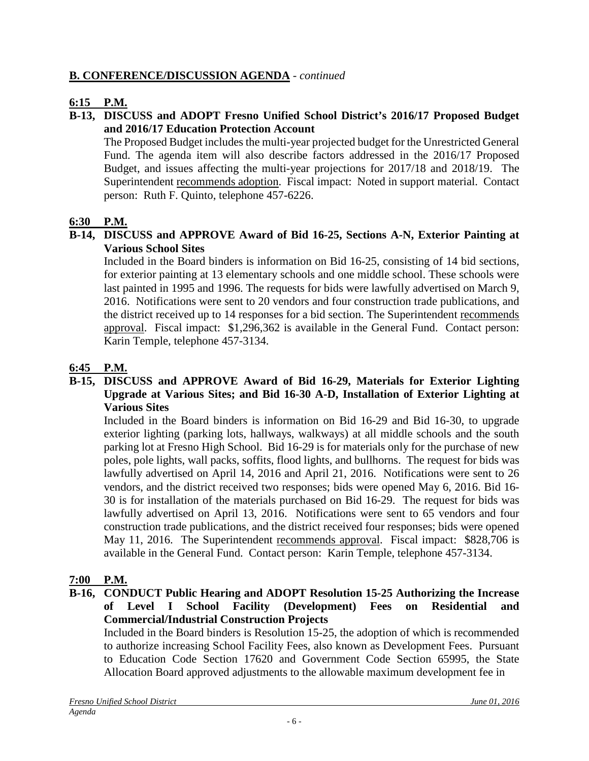## **B. CONFERENCE/DISCUSSION AGENDA** - *continued*

**6:15 P.M.**

**B-13, DISCUSS and ADOPT Fresno Unified School District's 2016/17 Proposed Budget and 2016/17 Education Protection Account**

The Proposed Budget includes the multi-year projected budget for the Unrestricted General Fund. The agenda item will also describe factors addressed in the 2016/17 Proposed Budget, and issues affecting the multi-year projections for 2017/18 and 2018/19. The Superintendent recommends adoption. Fiscal impact: Noted in support material. Contact person: Ruth F. Quinto, telephone 457-6226.

**6:30 P.M.**

**B-14, DISCUSS and APPROVE Award of Bid 16-25, Sections A-N, Exterior Painting at Various School Sites**

Included in the Board binders is information on Bid 16-25, consisting of 14 bid sections, for exterior painting at 13 elementary schools and one middle school. These schools were last painted in 1995 and 1996. The requests for bids were lawfully advertised on March 9, 2016. Notifications were sent to 20 vendors and four construction trade publications, and the district received up to 14 responses for a bid section. The Superintendent recommends approval. Fiscal impact: $1,296,362 is available in the General Fund. Contact person: Karin Temple, telephone 457-3134.

**6:45 P.M.**

**B-15, DISCUSS and APPROVE Award of Bid 16-29, Materials for Exterior Lighting Upgrade at Various Sites; and Bid 16-30 A-D, Installation of Exterior Lighting at Various Sites**

Included in the Board binders is information on Bid 16-29 and Bid 16-30, to upgrade exterior lighting (parking lots, hallways, walkways) at all middle schools and the south parking lot at Fresno High School. Bid 16-29 is for materials only for the purchase of new poles, pole lights, wall packs, soffits, flood lights, and bullhorns. The request for bids was lawfully advertised on April 14, 2016 and April 21, 2016. Notifications were sent to 26 vendors, and the district received two responses; bids were opened May 6, 2016. Bid 16-30 is for installation of the materials purchased on Bid 16-29. The request for bids was lawfully advertised on April 13, 2016. Notifications were sent to 65 vendors and four construction trade publications, and the district received four responses; bids were opened May 11, 2016. The Superintendent recommends approval. Fiscal impact: $828,706 is available in the General Fund. Contact person: Karin Temple, telephone 457-3134.

**7:00 P.M.**

**B-16, CONDUCT Public Hearing and ADOPT Resolution 15-25 Authorizing the Increase of Level I School Facility (Development) Fees on Residential and Commercial/Industrial Construction Projects**

Included in the Board binders is Resolution 15-25, the adoption of which is recommended to authorize increasing School Facility Fees, also known as Development Fees. Pursuant to Education Code Section 17620 and Government Code Section 65995, the State Allocation Board approved adjustments to the allowable maximum development fee in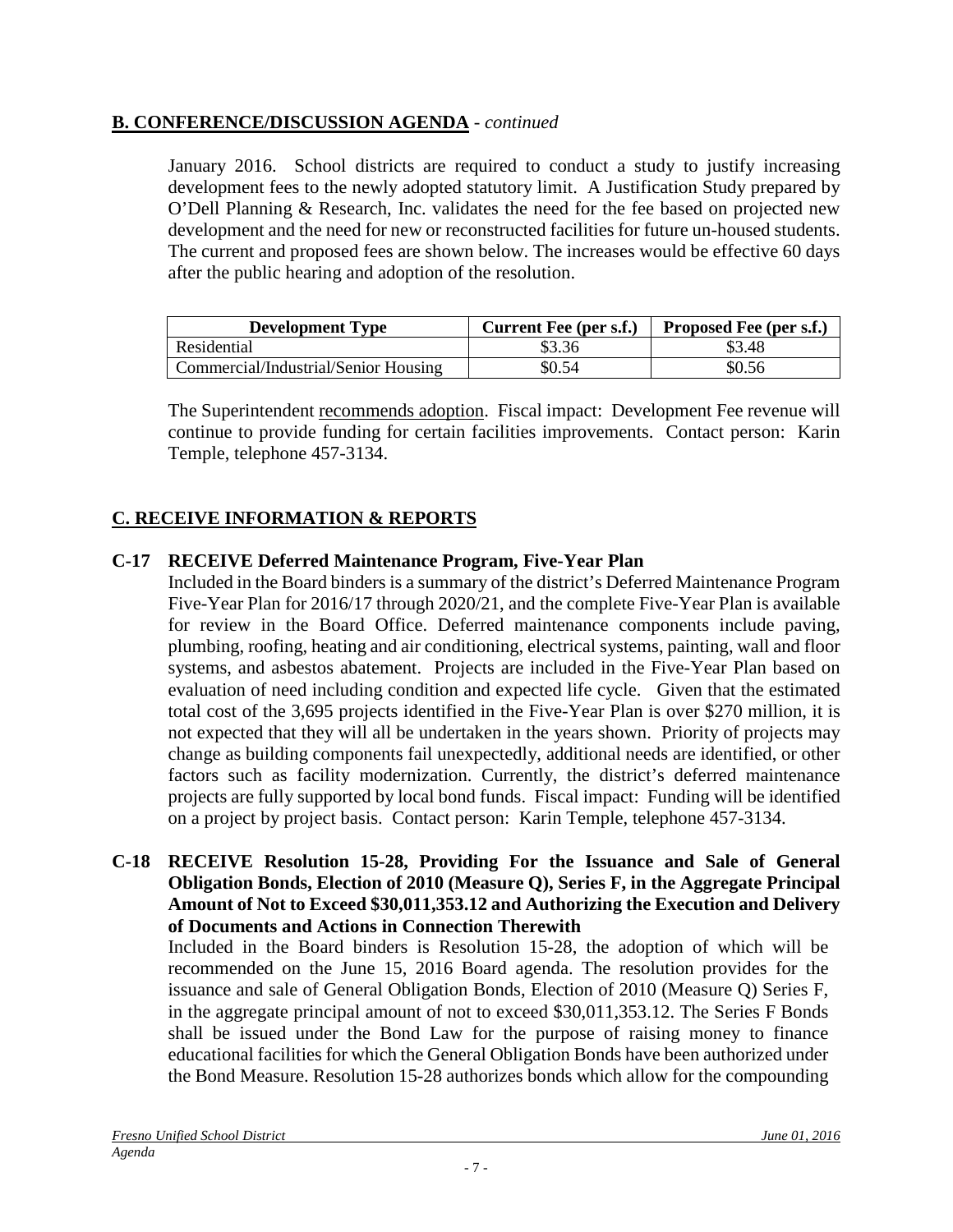## B. CONFERENCE/DISCUSSION AGENDA - *continued*

January 2016. School districts are required to conduct a study to justify increasing development fees to the newly adopted statutory limit. A Justification Study prepared by O'Dell Planning & Research, Inc. validates the need for the fee based on projected new development and the need for new or reconstructed facilities for future un-housed students. The current and proposed fees are shown below. The increases would be effective 60 days after the public hearing and adoption of the resolution.

| Development Type | Current Fee (per s.f.) | Proposed Fee (per s.f.) |
|---|---|---|
| Residential | $3.36 | $3.48 |
| Commercial/Industrial/Senior Housing | $0.54 | $0.56 |

The Superintendent recommends adoption. Fiscal impact: Development Fee revenue will continue to provide funding for certain facilities improvements. Contact person: Karin Temple, telephone 457-3134.

## C. RECEIVE INFORMATION & REPORTS

### C-17 RECEIVE Deferred Maintenance Program, Five-Year Plan

Included in the Board binders is a summary of the district's Deferred Maintenance Program Five-Year Plan for 2016/17 through 2020/21, and the complete Five-Year Plan is available for review in the Board Office. Deferred maintenance components include paving, plumbing, roofing, heating and air conditioning, electrical systems, painting, wall and floor systems, and asbestos abatement. Projects are included in the Five-Year Plan based on evaluation of need including condition and expected life cycle. Given that the estimated total cost of the 3,695 projects identified in the Five-Year Plan is over $270 million, it is not expected that they will all be undertaken in the years shown. Priority of projects may change as building components fail unexpectedly, additional needs are identified, or other factors such as facility modernization. Currently, the district's deferred maintenance projects are fully supported by local bond funds. Fiscal impact: Funding will be identified on a project by project basis. Contact person: Karin Temple, telephone 457-3134.

### C-18 RECEIVE Resolution 15-28, Providing For the Issuance and Sale of General Obligation Bonds, Election of 2010 (Measure Q), Series F, in the Aggregate Principal Amount of Not to Exceed $30,011,353.12 and Authorizing the Execution and Delivery of Documents and Actions in Connection Therewith

Included in the Board binders is Resolution 15-28, the adoption of which will be recommended on the June 15, 2016 Board agenda. The resolution provides for the issuance and sale of General Obligation Bonds, Election of 2010 (Measure Q) Series F, in the aggregate principal amount of not to exceed $30,011,353.12. The Series F Bonds shall be issued under the Bond Law for the purpose of raising money to finance educational facilities for which the General Obligation Bonds have been authorized under the Bond Measure. Resolution 15-28 authorizes bonds which allow for the compounding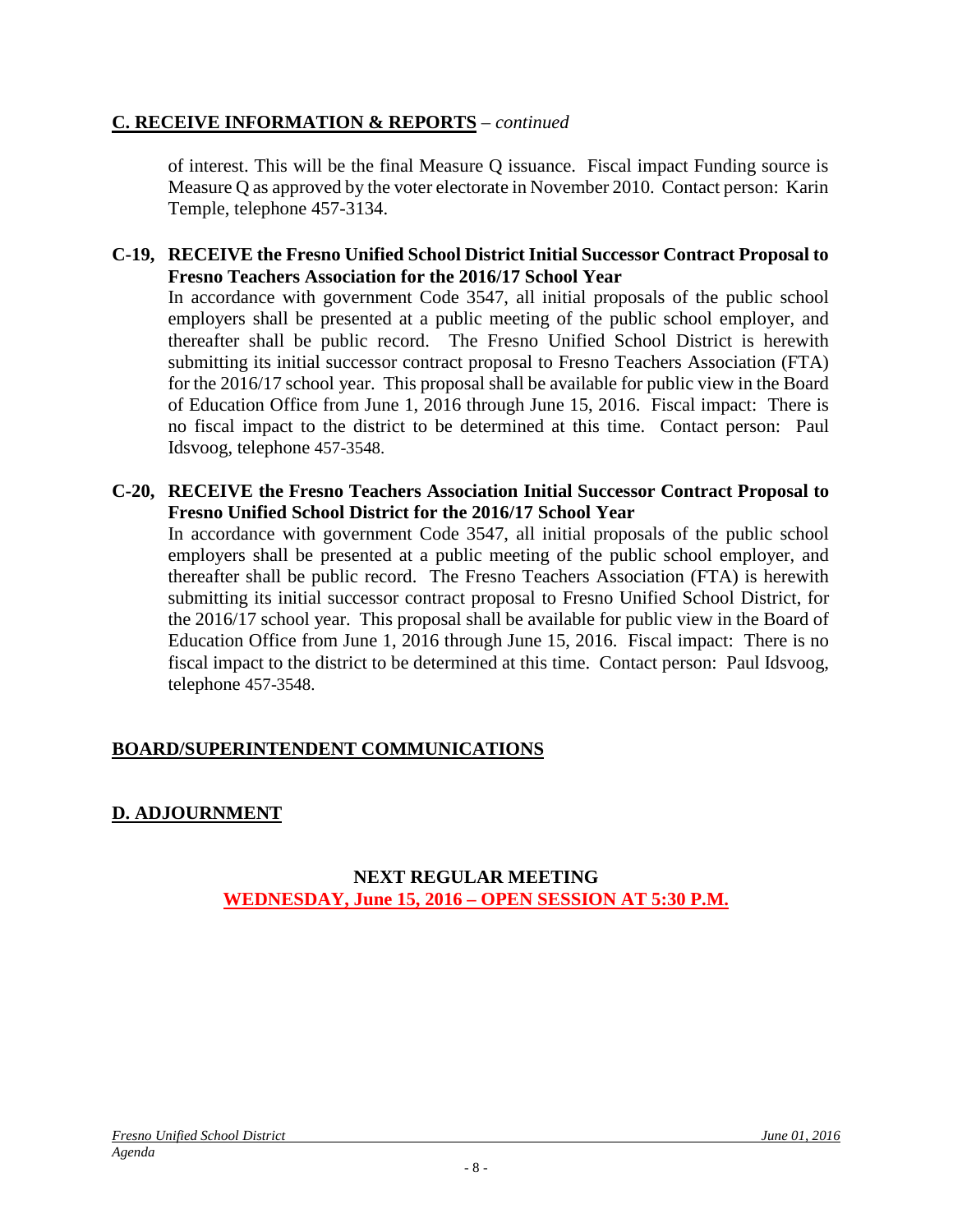## C. RECEIVE INFORMATION & REPORTS – *continued*

of interest. This will be the final Measure Q issuance. Fiscal impact Funding source is Measure Q as approved by the voter electorate in November 2010. Contact person: Karin Temple, telephone 457-3134.

**C-19, RECEIVE the Fresno Unified School District Initial Successor Contract Proposal to Fresno Teachers Association for the 2016/17 School Year**

In accordance with government Code 3547, all initial proposals of the public school employers shall be presented at a public meeting of the public school employer, and thereafter shall be public record. The Fresno Unified School District is herewith submitting its initial successor contract proposal to Fresno Teachers Association (FTA) for the 2016/17 school year. This proposal shall be available for public view in the Board of Education Office from June 1, 2016 through June 15, 2016. Fiscal impact: There is no fiscal impact to the district to be determined at this time. Contact person: Paul Idsvoog, telephone 457-3548.

**C-20, RECEIVE the Fresno Teachers Association Initial Successor Contract Proposal to Fresno Unified School District for the 2016/17 School Year**

In accordance with government Code 3547, all initial proposals of the public school employers shall be presented at a public meeting of the public school employer, and thereafter shall be public record. The Fresno Teachers Association (FTA) is herewith submitting its initial successor contract proposal to Fresno Unified School District, for the 2016/17 school year. This proposal shall be available for public view in the Board of Education Office from June 1, 2016 through June 15, 2016. Fiscal impact: There is no fiscal impact to the district to be determined at this time. Contact person: Paul Idsvoog, telephone 457-3548.

## BOARD/SUPERINTENDENT COMMUNICATIONS

## D. ADJOURNMENT

**NEXT REGULAR MEETING**

**WEDNESDAY, June 15, 2016 – OPEN SESSION AT 5:30 P.M.**